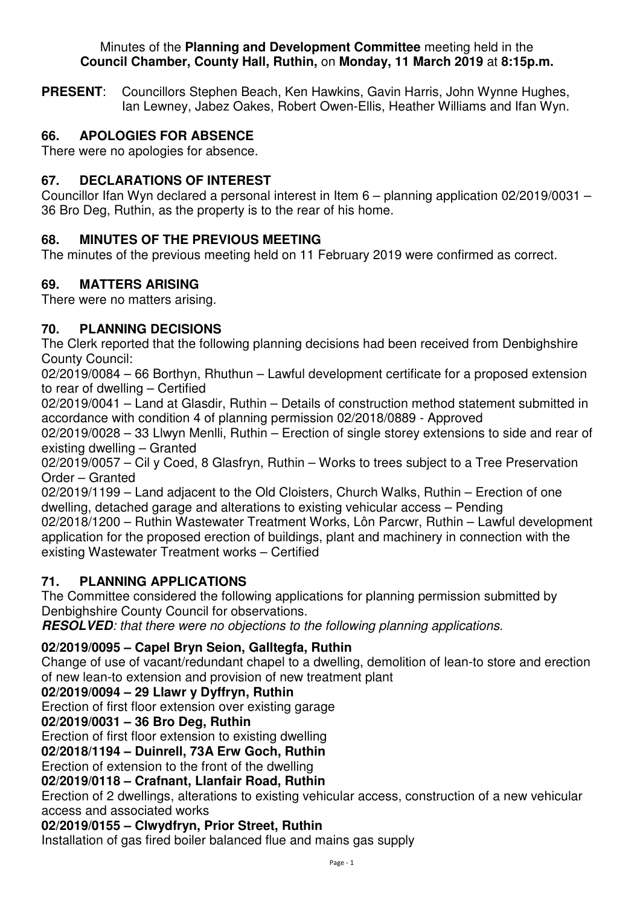Minutes of the **Planning and Development Committee** meeting held in the **Council Chamber, County Hall, Ruthin,** on **Monday, 11 March 2019** at **8:15p.m.**

**PRESENT**: Councillors Stephen Beach, Ken Hawkins, Gavin Harris, John Wynne Hughes, Ian Lewney, Jabez Oakes, Robert Owen-Ellis, Heather Williams and Ifan Wyn.

## 66. APOLOGIES FOR ABSENCE

There were no apologies for absence.

## 67. DECLARATIONS OF INTEREST

Councillor Ifan Wyn declared a personal interest in Item 6 – planning application 02/2019/0031 – 36 Bro Deg, Ruthin, as the property is to the rear of his home.

## 68. MINUTES OF THE PREVIOUS MEETING

The minutes of the previous meeting held on 11 February 2019 were confirmed as correct.

## 69. MATTERS ARISING

There were no matters arising.

## 70. PLANNING DECISIONS

The Clerk reported that the following planning decisions had been received from Denbighshire County Council:

02/2019/0084 – 66 Borthyn, Rhuthun – Lawful development certificate for a proposed extension to rear of dwelling – Certified

02/2019/0041 – Land at Glasdir, Ruthin – Details of construction method statement submitted in accordance with condition 4 of planning permission 02/2018/0889 - Approved

02/2019/0028 – 33 Llwyn Menlli, Ruthin – Erection of single storey extensions to side and rear of existing dwelling – Granted

02/2019/0057 – Cil y Coed, 8 Glasfryn, Ruthin – Works to trees subject to a Tree Preservation Order – Granted

02/2019/1199 – Land adjacent to the Old Cloisters, Church Walks, Ruthin – Erection of one dwelling, detached garage and alterations to existing vehicular access – Pending

02/2018/1200 – Ruthin Wastewater Treatment Works, Lôn Parcwr, Ruthin – Lawful development application for the proposed erection of buildings, plant and machinery in connection with the existing Wastewater Treatment works – Certified

## 71. PLANNING APPLICATIONS

The Committee considered the following applications for planning permission submitted by Denbighshire County Council for observations.

***RESOLVED**: that there were no objections to the following planning applications.*

**02/2019/0095 – Capel Bryn Seion, Galltegfa, Ruthin**

Change of use of vacant/redundant chapel to a dwelling, demolition of lean-to store and erection of new lean-to extension and provision of new treatment plant

**02/2019/0094 – 29 Llawr y Dyffryn, Ruthin**

Erection of first floor extension over existing garage

**02/2019/0031 – 36 Bro Deg, Ruthin**

Erection of first floor extension to existing dwelling

**02/2018/1194 – Duinrell, 73A Erw Goch, Ruthin**

Erection of extension to the front of the dwelling

**02/2019/0118 – Crafnant, Llanfair Road, Ruthin**

Erection of 2 dwellings, alterations to existing vehicular access, construction of a new vehicular access and associated works

**02/2019/0155 – Clwydfryn, Prior Street, Ruthin**

Installation of gas fired boiler balanced flue and mains gas supply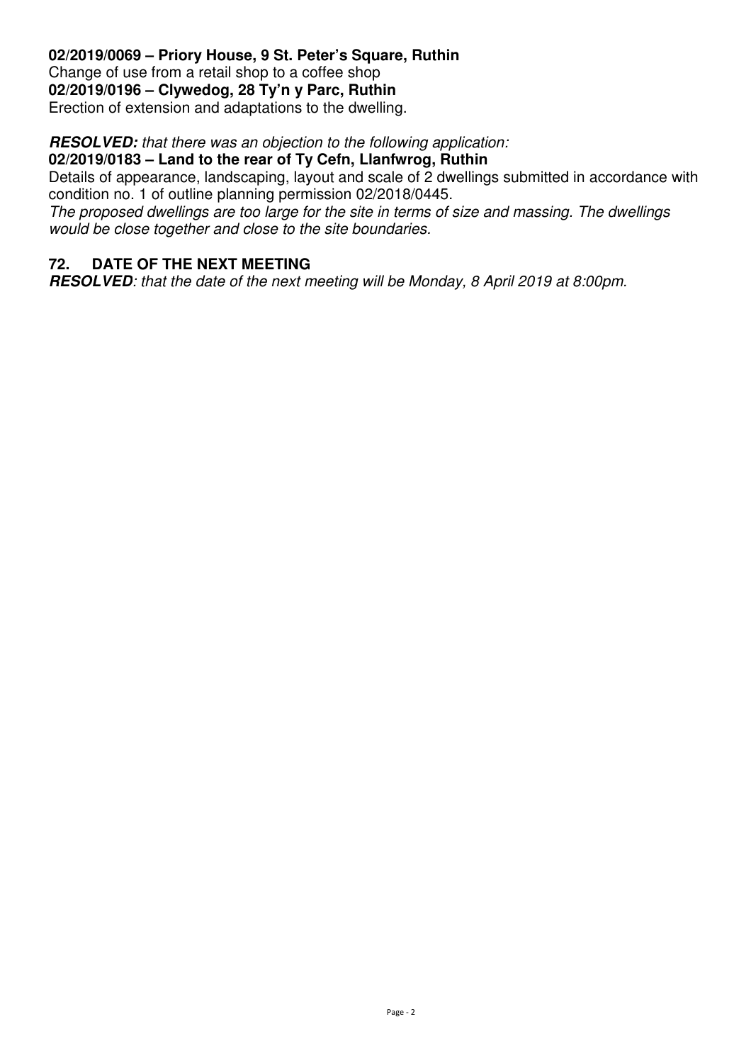**02/2019/0069 – Priory House, 9 St. Peter's Square, Ruthin**
Change of use from a retail shop to a coffee shop
**02/2019/0196 – Clywedog, 28 Ty'n y Parc, Ruthin**
Erection of extension and adaptations to the dwelling.

***RESOLVED:*** *that there was an objection to the following application:*
**02/2019/0183 – Land to the rear of Ty Cefn, Llanfwrog, Ruthin**
Details of appearance, landscaping, layout and scale of 2 dwellings submitted in accordance with condition no. 1 of outline planning permission 02/2018/0445.
*The proposed dwellings are too large for the site in terms of size and massing. The dwellings would be close together and close to the site boundaries.*

## 72. DATE OF THE NEXT MEETING

***RESOLVED****: that the date of the next meeting will be Monday, 8 April 2019 at 8:00pm.*